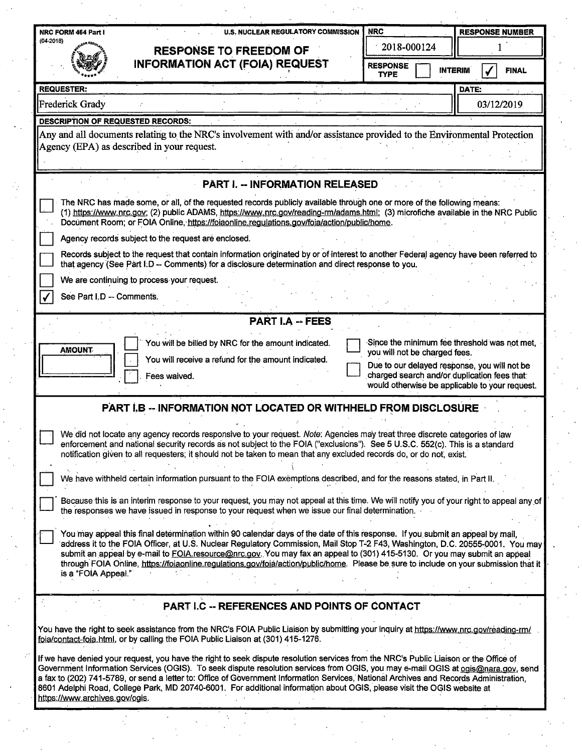NRC FORM 464 Part I (04-2018) | U.S. NUCLEAR REGULATORY COMMISSION

# RESPONSE TO FREEDOM OF INFORMATION ACT (FOIA) REQUEST

| NRC | RESPONSE NUMBER |
|---|---|
| 2018-000124 | 1 |

RESPONSE TYPE: ☐ INTERIM ☑ FINAL

| REQUESTER: | DATE: |
|---|---|
| Frederick Grady | 03/12/2019 |

**DESCRIPTION OF REQUESTED RECORDS:**

Any and all documents relating to the NRC's involvement with and/or assistance provided to the Environmental Protection Agency (EPA) as described in your request.

## PART I. -- INFORMATION RELEASED

☐ The NRC has made some, or all, of the requested records publicly available through one or more of the following means: (1) https://www.nrc.gov; (2) public ADAMS, https://www.nrc.gov/reading-rm/adams.html; (3) microfiche available in the NRC Public Document Room; or FOIA Online, https://foiaonline.regulations.gov/foia/action/public/home.

☐ Agency records subject to the request are enclosed.

☐ Records subject to the request that contain information originated by or of interest to another Federal agency have been referred to that agency (See Part I.D -- Comments) for a disclosure determination and direct response to you.

☐ We are continuing to process your request.

☑ See Part I.D -- Comments.

## PART I.A -- FEES

AMOUNT: 

☐ You will be billed by NRC for the amount indicated.

☐ You will receive a refund for the amount indicated.

☐ Fees waived.

☐ Since the minimum fee threshold was not met, you will not be charged fees.

☐ Due to our delayed response, you will not be charged search and/or duplication fees that would otherwise be applicable to your request.

## PART I.B -- INFORMATION NOT LOCATED OR WITHHELD FROM DISCLOSURE

☐ We did not locate any agency records responsive to your request. *Note*: Agencies may treat three discrete categories of law enforcement and national security records as not subject to the FOIA ("exclusions"). See 5 U.S.C. 552(c). This is a standard notification given to all requesters; it should not be taken to mean that any excluded records do, or do not, exist.

☐ We have withheld certain information pursuant to the FOIA exemptions described, and for the reasons stated, in Part II.

☐ Because this is an interim response to your request, you may not appeal at this time. We will notify you of your right to appeal any of the responses we have issued in response to your request when we issue our final determination.

☐ You may appeal this final determination within 90 calendar days of the date of this response. If you submit an appeal by mail, address it to the FOIA Officer, at U.S. Nuclear Regulatory Commission, Mail Stop T-2 F43, Washington, D.C. 20555-0001. You may submit an appeal by e-mail to FOIA.resource@nrc.gov. You may fax an appeal to (301) 415-5130. Or you may submit an appeal through FOIA Online, https://foiaonline.regulations.gov/foia/action/public/home. Please be sure to include on your submission that it is a "FOIA Appeal."

## PART I.C -- REFERENCES AND POINTS OF CONTACT

You have the right to seek assistance from the NRC's FOIA Public Liaison by submitting your inquiry at https://www.nrc.gov/reading-rm/foia/contact-foia.html, or by calling the FOIA Public Liaison at (301) 415-1276.

If we have denied your request, you have the right to seek dispute resolution services from the NRC's Public Liaison or the Office of Government Information Services (OGIS). To seek dispute resolution services from OGIS, you may e-mail OGIS at ogis@nara.gov, send a fax to (202) 741-5789, or send a letter to: Office of Government Information Services, National Archives and Records Administration, 8601 Adelphi Road, College Park, MD 20740-6001. For additional information about OGIS, please visit the OGIS website at https://www.archives.gov/ogis.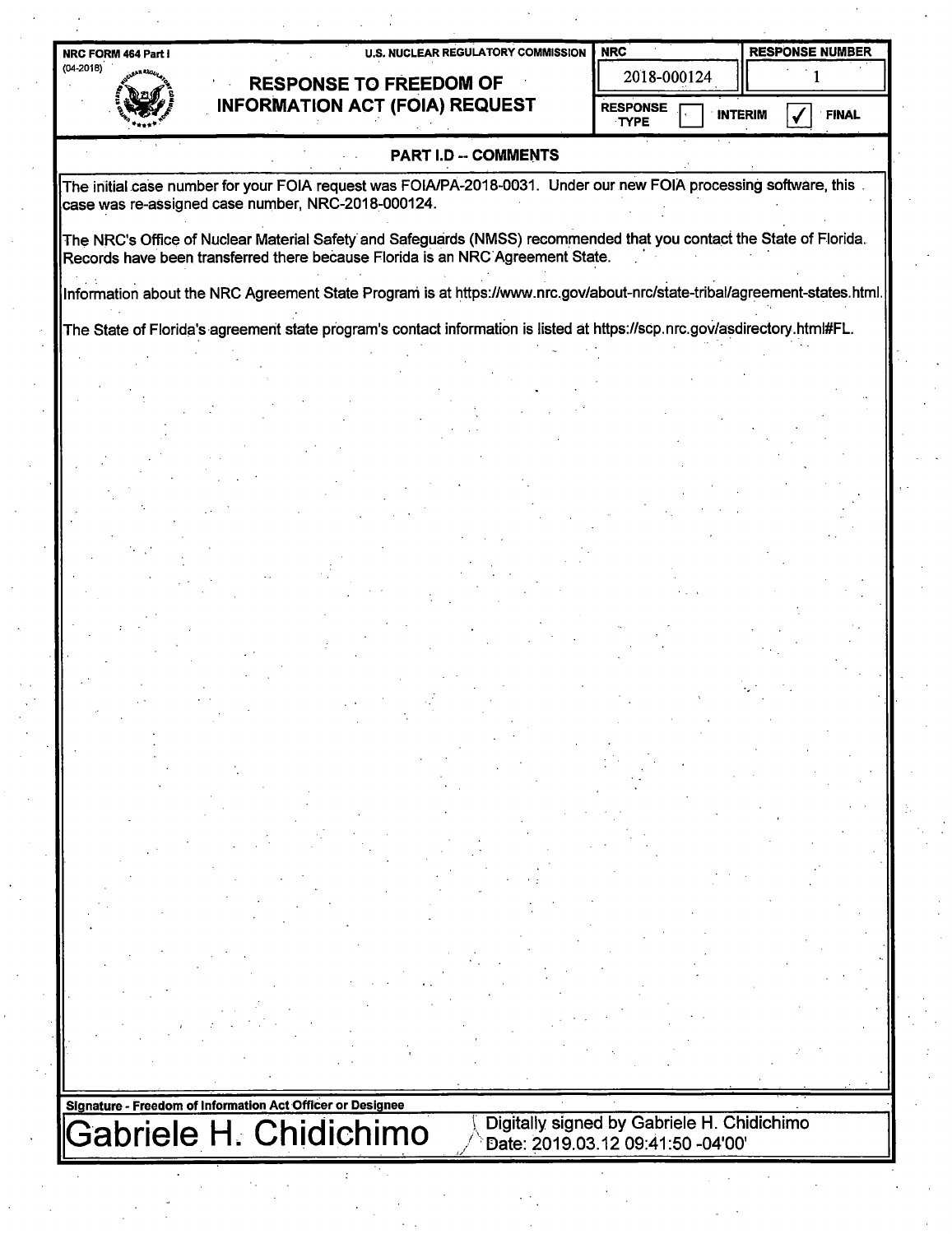NRC FORM 464 Part I (04-2018)

U.S. NUCLEAR REGULATORY COMMISSION

# RESPONSE TO FREEDOM OF INFORMATION ACT (FOIA) REQUEST

| NRC | RESPONSE NUMBER |
|---|---|
| 2018-000124 | 1 |

RESPONSE TYPE: ☐ INTERIM ☑ FINAL

## PART I.D -- COMMENTS

The initial case number for your FOIA request was FOIA/PA-2018-0031. Under our new FOIA processing software, this case was re-assigned case number, NRC-2018-000124.

The NRC's Office of Nuclear Material Safety and Safeguards (NMSS) recommended that you contact the State of Florida. Records have been transferred there because Florida is an NRC Agreement State.

Information about the NRC Agreement State Program is at https://www.nrc.gov/about-nrc/state-tribal/agreement-states.html.

The State of Florida's agreement state program's contact information is listed at https://scp.nrc.gov/asdirectory.html#FL.

**Signature - Freedom of Information Act Officer or Designee**

Gabriele H. Chidichimo

Digitally signed by Gabriele H. Chidichimo
Date: 2019.03.12 09:41:50 -04'00'